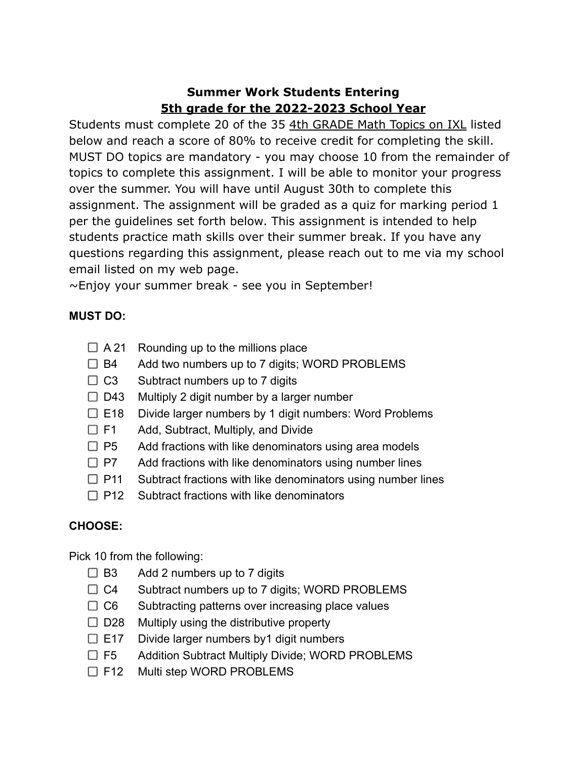# Summer Work Students Entering
## <u>5th grade for the 2022-2023 School Year</u>

Students must complete 20 of the 35 <u>4th GRADE Math Topics on IXL</u> listed below and reach a score of 80% to receive credit for completing the skill. MUST DO topics are mandatory - you may choose 10 from the remainder of topics to complete this assignment. I will be able to monitor your progress over the summer. You will have until August 30th to complete this assignment. The assignment will be graded as a quiz for marking period 1 per the guidelines set forth below. This assignment is intended to help students practice math skills over their summer break. If you have any questions regarding this assignment, please reach out to me via my school email listed on my web page.

~Enjoy your summer break - see you in September!

**MUST DO:**

- ☐ A 21 Rounding up to the millions place
- ☐ B4 Add two numbers up to 7 digits; WORD PROBLEMS
- ☐ C3 Subtract numbers up to 7 digits
- ☐ D43 Multiply 2 digit number by a larger number
- ☐ E18 Divide larger numbers by 1 digit numbers: Word Problems
- ☐ F1 Add, Subtract, Multiply, and Divide
- ☐ P5 Add fractions with like denominators using area models
- ☐ P7 Add fractions with like denominators using number lines
- ☐ P11 Subtract fractions with like denominators using number lines
- ☐ P12 Subtract fractions with like denominators

**CHOOSE:**

Pick 10 from the following:

- ☐ B3 Add 2 numbers up to 7 digits
- ☐ C4 Subtract numbers up to 7 digits; WORD PROBLEMS
- ☐ C6 Subtracting patterns over increasing place values
- ☐ D28 Multiply using the distributive property
- ☐ E17 Divide larger numbers by1 digit numbers
- ☐ F5 Addition Subtract Multiply Divide; WORD PROBLEMS
- ☐ F12 Multi step WORD PROBLEMS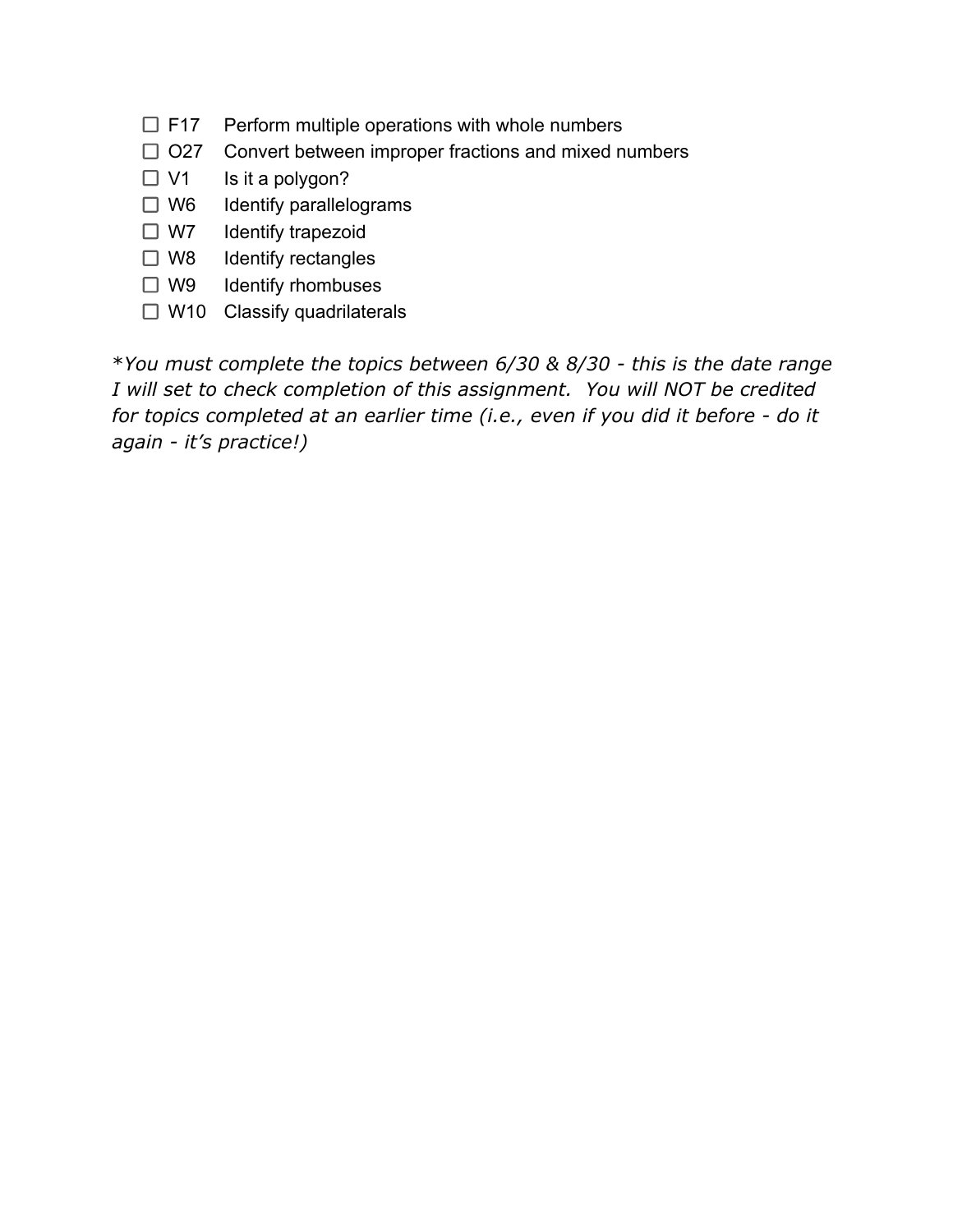- ☐ F17 Perform multiple operations with whole numbers
- ☐ O27 Convert between improper fractions and mixed numbers
- ☐ V1 Is it a polygon?
- ☐ W6 Identify parallelograms
- ☐ W7 Identify trapezoid
- ☐ W8 Identify rectangles
- ☐ W9 Identify rhombuses
- ☐ W10 Classify quadrilaterals

*\*You must complete the topics between 6/30 & 8/30 - this is the date range I will set to check completion of this assignment. You will NOT be credited for topics completed at an earlier time (i.e., even if you did it before - do it again - it's practice!)*